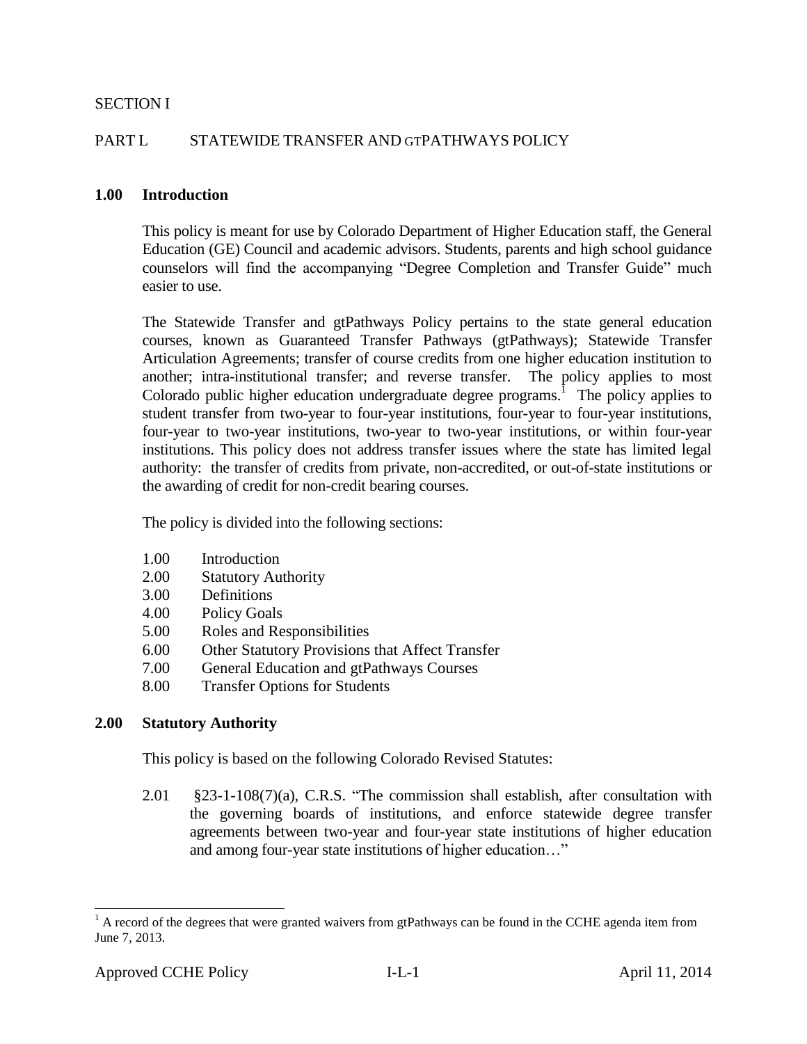SECTION I

PART L STATEWIDE TRANSFER AND GTPATHWAYS POLICY

## 1.00 Introduction

This policy is meant for use by Colorado Department of Higher Education staff, the General Education (GE) Council and academic advisors. Students, parents and high school guidance counselors will find the accompanying "Degree Completion and Transfer Guide" much easier to use.

The Statewide Transfer and gtPathways Policy pertains to the state general education courses, known as Guaranteed Transfer Pathways (gtPathways); Statewide Transfer Articulation Agreements; transfer of course credits from one higher education institution to another; intra-institutional transfer; and reverse transfer. The policy applies to most Colorado public higher education undergraduate degree programs.[1] The policy applies to student transfer from two-year to four-year institutions, four-year to four-year institutions, four-year to two-year institutions, two-year to two-year institutions, or within four-year institutions. This policy does not address transfer issues where the state has limited legal authority: the transfer of credits from private, non-accredited, or out-of-state institutions or the awarding of credit for non-credit bearing courses.

The policy is divided into the following sections:

- 1.00 Introduction
- 2.00 Statutory Authority
- 3.00 Definitions
- 4.00 Policy Goals
- 5.00 Roles and Responsibilities
- 6.00 Other Statutory Provisions that Affect Transfer
- 7.00 General Education and gtPathways Courses
- 8.00 Transfer Options for Students

## 2.00 Statutory Authority

This policy is based on the following Colorado Revised Statutes:

2.01 §23-1-108(7)(a), C.R.S. "The commission shall establish, after consultation with the governing boards of institutions, and enforce statewide degree transfer agreements between two-year and four-year state institutions of higher education and among four-year state institutions of higher education…"

[1] A record of the degrees that were granted waivers from gtPathways can be found in the CCHE agenda item from June 7, 2013.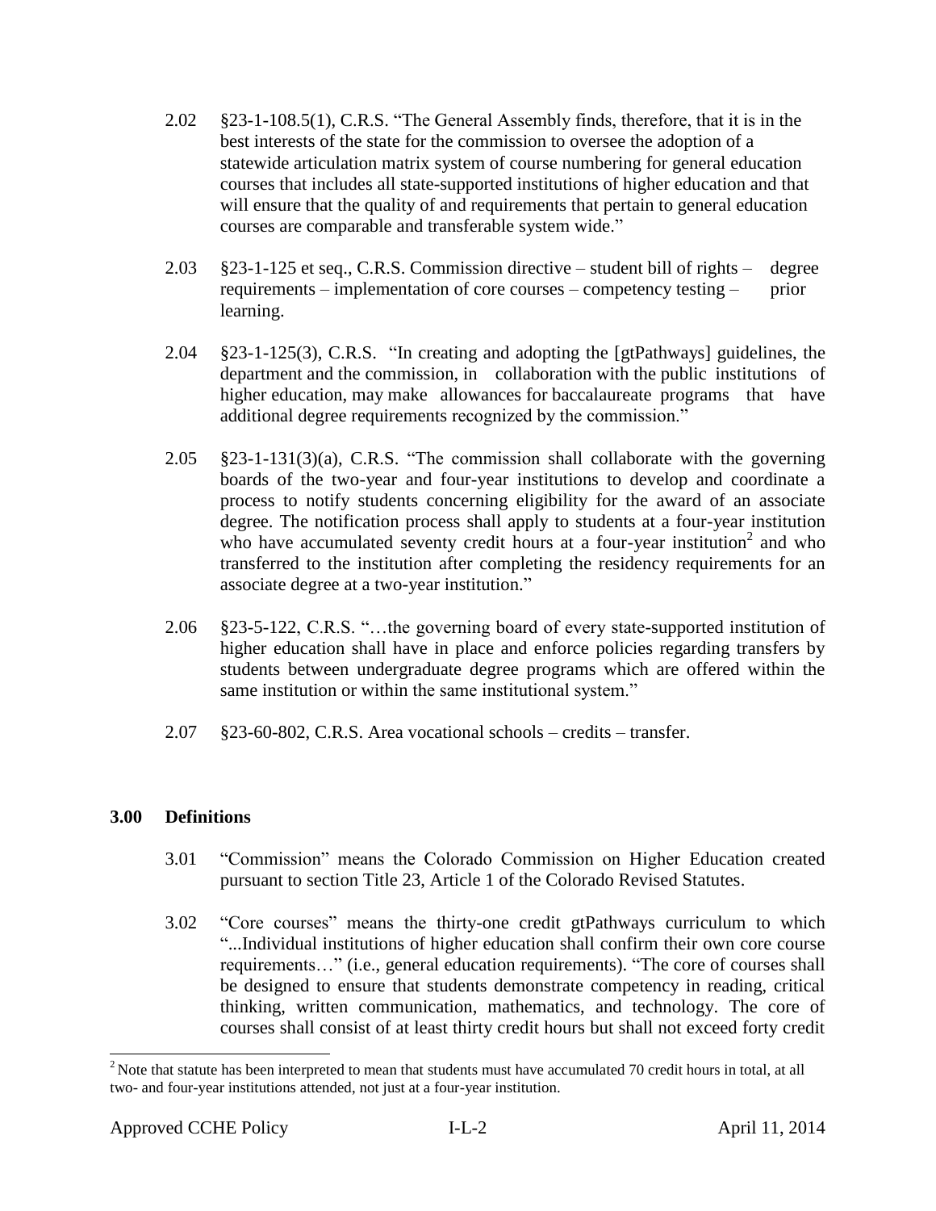2.02 §23-1-108.5(1), C.R.S. "The General Assembly finds, therefore, that it is in the best interests of the state for the commission to oversee the adoption of a statewide articulation matrix system of course numbering for general education courses that includes all state-supported institutions of higher education and that will ensure that the quality of and requirements that pertain to general education courses are comparable and transferable system wide."

2.03 §23-1-125 et seq., C.R.S. Commission directive – student bill of rights – degree requirements – implementation of core courses – competency testing – prior learning.

2.04 §23-1-125(3), C.R.S. "In creating and adopting the [gtPathways] guidelines, the department and the commission, in collaboration with the public institutions of higher education, may make allowances for baccalaureate programs that have additional degree requirements recognized by the commission."

2.05 §23-1-131(3)(a), C.R.S. "The commission shall collaborate with the governing boards of the two-year and four-year institutions to develop and coordinate a process to notify students concerning eligibility for the award of an associate degree. The notification process shall apply to students at a four-year institution who have accumulated seventy credit hours at a four-year institution[2] and who transferred to the institution after completing the residency requirements for an associate degree at a two-year institution."

2.06 §23-5-122, C.R.S. "…the governing board of every state-supported institution of higher education shall have in place and enforce policies regarding transfers by students between undergraduate degree programs which are offered within the same institution or within the same institutional system."

2.07 §23-60-802, C.R.S. Area vocational schools – credits – transfer.

## 3.00 Definitions

3.01 "Commission" means the Colorado Commission on Higher Education created pursuant to section Title 23, Article 1 of the Colorado Revised Statutes.

3.02 "Core courses" means the thirty-one credit gtPathways curriculum to which "...Individual institutions of higher education shall confirm their own core course requirements…" (i.e., general education requirements). "The core of courses shall be designed to ensure that students demonstrate competency in reading, critical thinking, written communication, mathematics, and technology. The core of courses shall consist of at least thirty credit hours but shall not exceed forty credit

[2] Note that statute has been interpreted to mean that students must have accumulated 70 credit hours in total, at all two- and four-year institutions attended, not just at a four-year institution.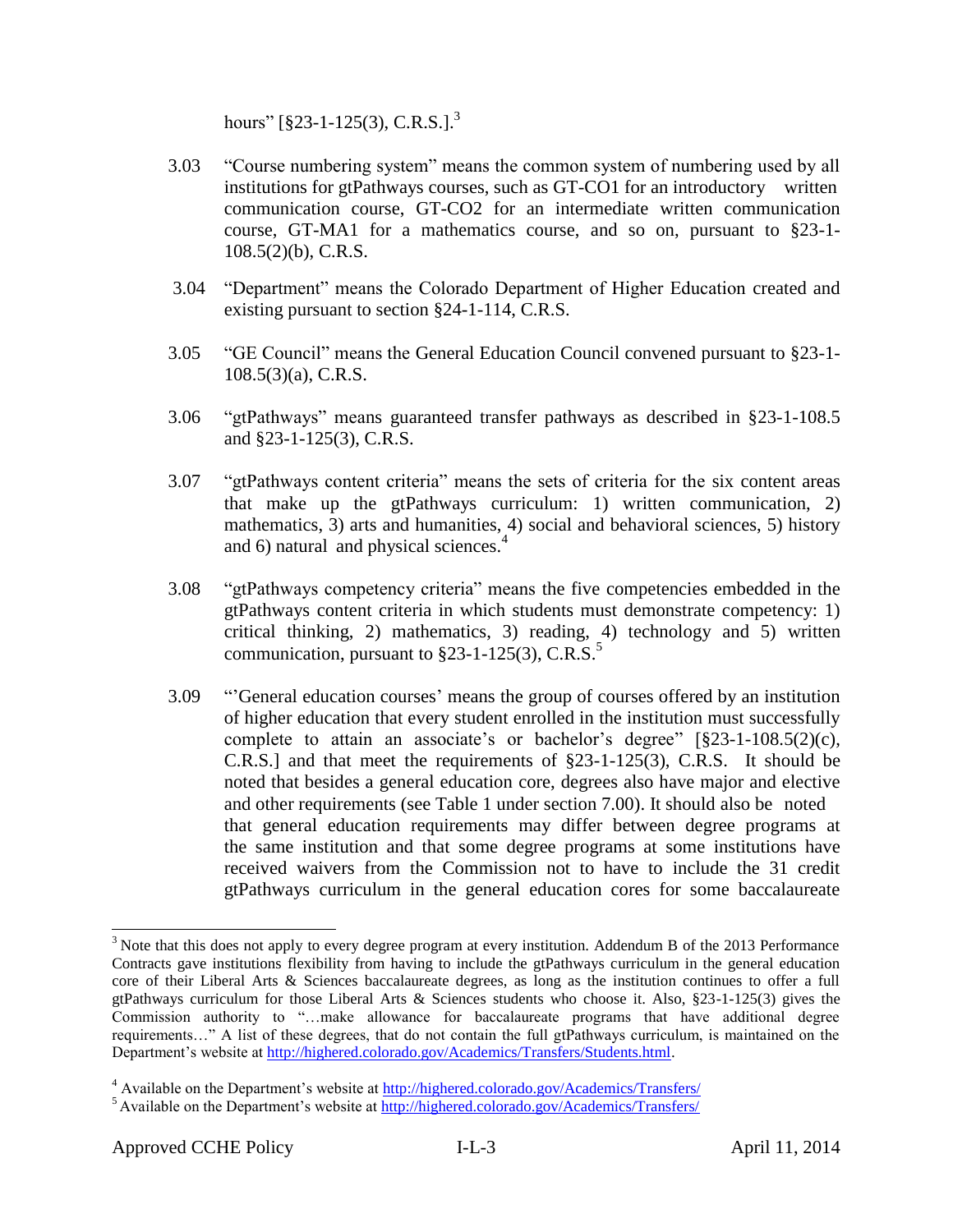hours" [§23-1-125(3), C.R.S.].[3]

3.03 "Course numbering system" means the common system of numbering used by all institutions for gtPathways courses, such as GT-CO1 for an introductory written communication course, GT-CO2 for an intermediate written communication course, GT-MA1 for a mathematics course, and so on, pursuant to §23-1-108.5(2)(b), C.R.S.

3.04 "Department" means the Colorado Department of Higher Education created and existing pursuant to section §24-1-114, C.R.S.

3.05 "GE Council" means the General Education Council convened pursuant to §23-1-108.5(3)(a), C.R.S.

3.06 "gtPathways" means guaranteed transfer pathways as described in §23-1-108.5 and §23-1-125(3), C.R.S.

3.07 "gtPathways content criteria" means the sets of criteria for the six content areas that make up the gtPathways curriculum: 1) written communication, 2) mathematics, 3) arts and humanities, 4) social and behavioral sciences, 5) history and 6) natural and physical sciences.[4]

3.08 "gtPathways competency criteria" means the five competencies embedded in the gtPathways content criteria in which students must demonstrate competency: 1) critical thinking, 2) mathematics, 3) reading, 4) technology and 5) written communication, pursuant to §23-1-125(3), C.R.S.[5]

3.09 "'General education courses' means the group of courses offered by an institution of higher education that every student enrolled in the institution must successfully complete to attain an associate's or bachelor's degree" [§23-1-108.5(2)(c), C.R.S.] and that meet the requirements of §23-1-125(3), C.R.S. It should be noted that besides a general education core, degrees also have major and elective and other requirements (see Table 1 under section 7.00). It should also be noted that general education requirements may differ between degree programs at the same institution and that some degree programs at some institutions have received waivers from the Commission not to have to include the 31 credit gtPathways curriculum in the general education cores for some baccalaureate

---

[3] Note that this does not apply to every degree program at every institution. Addendum B of the 2013 Performance Contracts gave institutions flexibility from having to include the gtPathways curriculum in the general education core of their Liberal Arts & Sciences baccalaureate degrees, as long as the institution continues to offer a full gtPathways curriculum for those Liberal Arts & Sciences students who choose it. Also, §23-1-125(3) gives the Commission authority to "…make allowance for baccalaureate programs that have additional degree requirements…" A list of these degrees, that do not contain the full gtPathways curriculum, is maintained on the Department's website at http://highered.colorado.gov/Academics/Transfers/Students.html.

[4] Available on the Department's website at http://highered.colorado.gov/Academics/Transfers/

[5] Available on the Department's website at http://highered.colorado.gov/Academics/Transfers/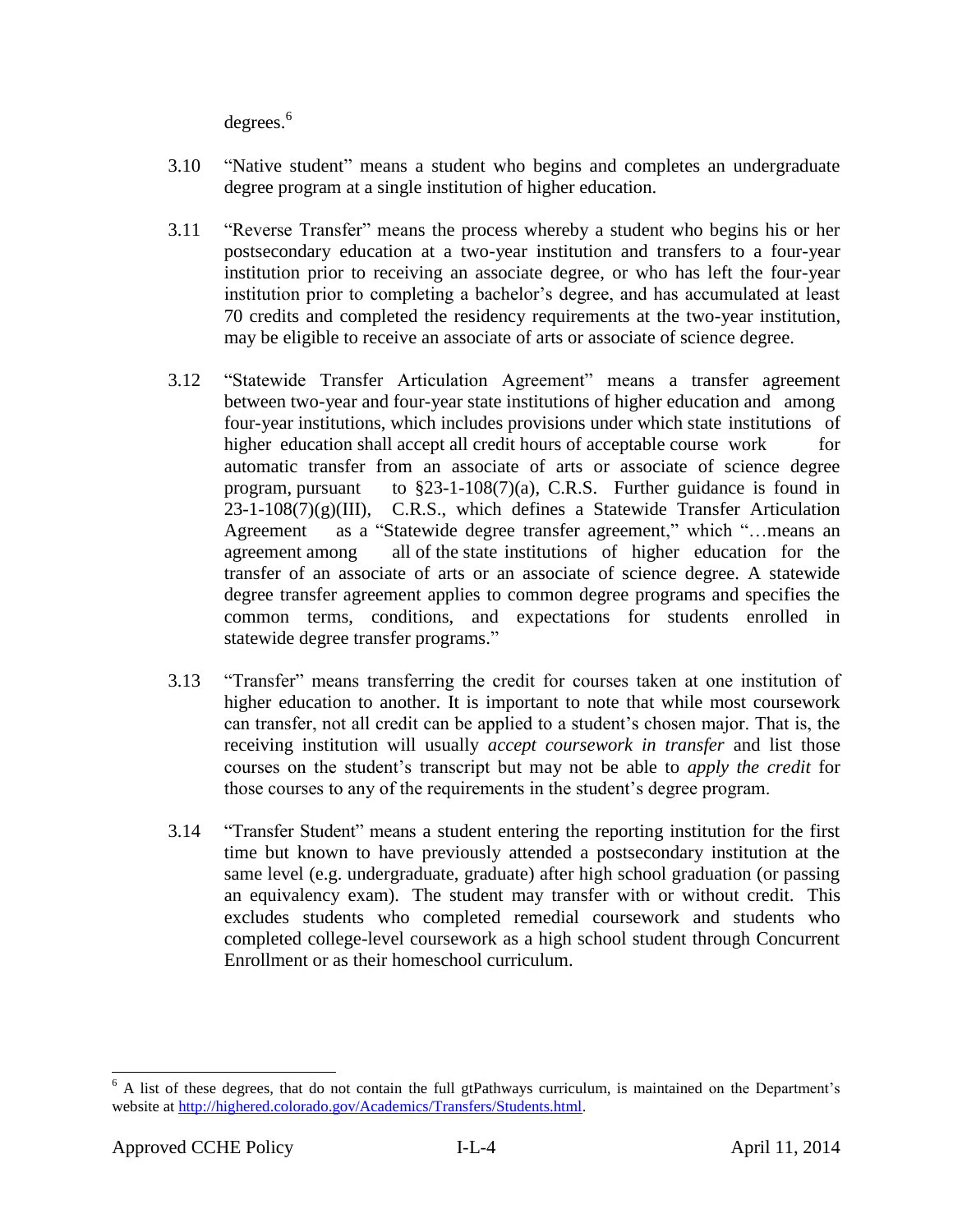degrees.[6]

3.10 "Native student" means a student who begins and completes an undergraduate degree program at a single institution of higher education.

3.11 "Reverse Transfer" means the process whereby a student who begins his or her postsecondary education at a two-year institution and transfers to a four-year institution prior to receiving an associate degree, or who has left the four-year institution prior to completing a bachelor's degree, and has accumulated at least 70 credits and completed the residency requirements at the two-year institution, may be eligible to receive an associate of arts or associate of science degree.

3.12 "Statewide Transfer Articulation Agreement" means a transfer agreement between two-year and four-year state institutions of higher education and among four-year institutions, which includes provisions under which state institutions of higher education shall accept all credit hours of acceptable course work for automatic transfer from an associate of arts or associate of science degree program, pursuant to §23-1-108(7)(a), C.R.S. Further guidance is found in 23-1-108(7)(g)(III), C.R.S., which defines a Statewide Transfer Articulation Agreement as a "Statewide degree transfer agreement," which "…means an agreement among all of the state institutions of higher education for the transfer of an associate of arts or an associate of science degree. A statewide degree transfer agreement applies to common degree programs and specifies the common terms, conditions, and expectations for students enrolled in statewide degree transfer programs."

3.13 "Transfer" means transferring the credit for courses taken at one institution of higher education to another. It is important to note that while most coursework can transfer, not all credit can be applied to a student's chosen major. That is, the receiving institution will usually *accept coursework in transfer* and list those courses on the student's transcript but may not be able to *apply the credit* for those courses to any of the requirements in the student's degree program.

3.14 "Transfer Student" means a student entering the reporting institution for the first time but known to have previously attended a postsecondary institution at the same level (e.g. undergraduate, graduate) after high school graduation (or passing an equivalency exam). The student may transfer with or without credit. This excludes students who completed remedial coursework and students who completed college-level coursework as a high school student through Concurrent Enrollment or as their homeschool curriculum.

---

[6] A list of these degrees, that do not contain the full gtPathways curriculum, is maintained on the Department's website at [http://highered.colorado.gov/Academics/Transfers/Students.html](http://highered.colorado.gov/Academics/Transfers/Students.html).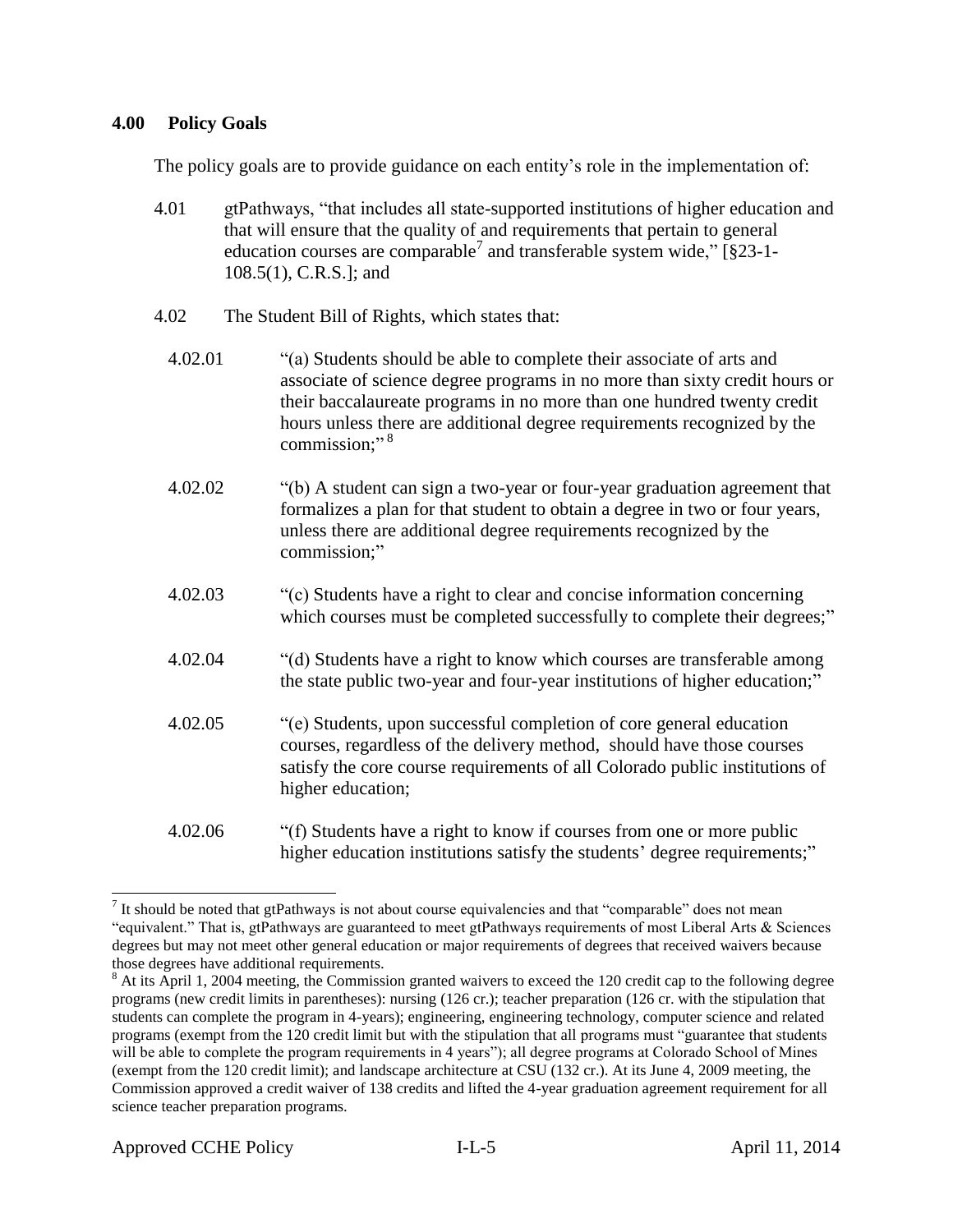## 4.00 Policy Goals

The policy goals are to provide guidance on each entity's role in the implementation of:

4.01 gtPathways, "that includes all state-supported institutions of higher education and that will ensure that the quality of and requirements that pertain to general education courses are comparable[7] and transferable system wide," [§23-1-108.5(1), C.R.S.]; and

4.02 The Student Bill of Rights, which states that:

4.02.01 "(a) Students should be able to complete their associate of arts and associate of science degree programs in no more than sixty credit hours or their baccalaureate programs in no more than one hundred twenty credit hours unless there are additional degree requirements recognized by the commission;"[8]

4.02.02 "(b) A student can sign a two-year or four-year graduation agreement that formalizes a plan for that student to obtain a degree in two or four years, unless there are additional degree requirements recognized by the commission;"

4.02.03 "(c) Students have a right to clear and concise information concerning which courses must be completed successfully to complete their degrees;"

4.02.04 "(d) Students have a right to know which courses are transferable among the state public two-year and four-year institutions of higher education;"

4.02.05 "(e) Students, upon successful completion of core general education courses, regardless of the delivery method, should have those courses satisfy the core course requirements of all Colorado public institutions of higher education;

4.02.06 "(f) Students have a right to know if courses from one or more public higher education institutions satisfy the students' degree requirements;"

---

[7] It should be noted that gtPathways is not about course equivalencies and that "comparable" does not mean "equivalent." That is, gtPathways are guaranteed to meet gtPathways requirements of most Liberal Arts & Sciences degrees but may not meet other general education or major requirements of degrees that received waivers because those degrees have additional requirements.

[8] At its April 1, 2004 meeting, the Commission granted waivers to exceed the 120 credit cap to the following degree programs (new credit limits in parentheses): nursing (126 cr.); teacher preparation (126 cr. with the stipulation that students can complete the program in 4-years); engineering, engineering technology, computer science and related programs (exempt from the 120 credit limit but with the stipulation that all programs must "guarantee that students will be able to complete the program requirements in 4 years"); all degree programs at Colorado School of Mines (exempt from the 120 credit limit); and landscape architecture at CSU (132 cr.). At its June 4, 2009 meeting, the Commission approved a credit waiver of 138 credits and lifted the 4-year graduation agreement requirement for all science teacher preparation programs.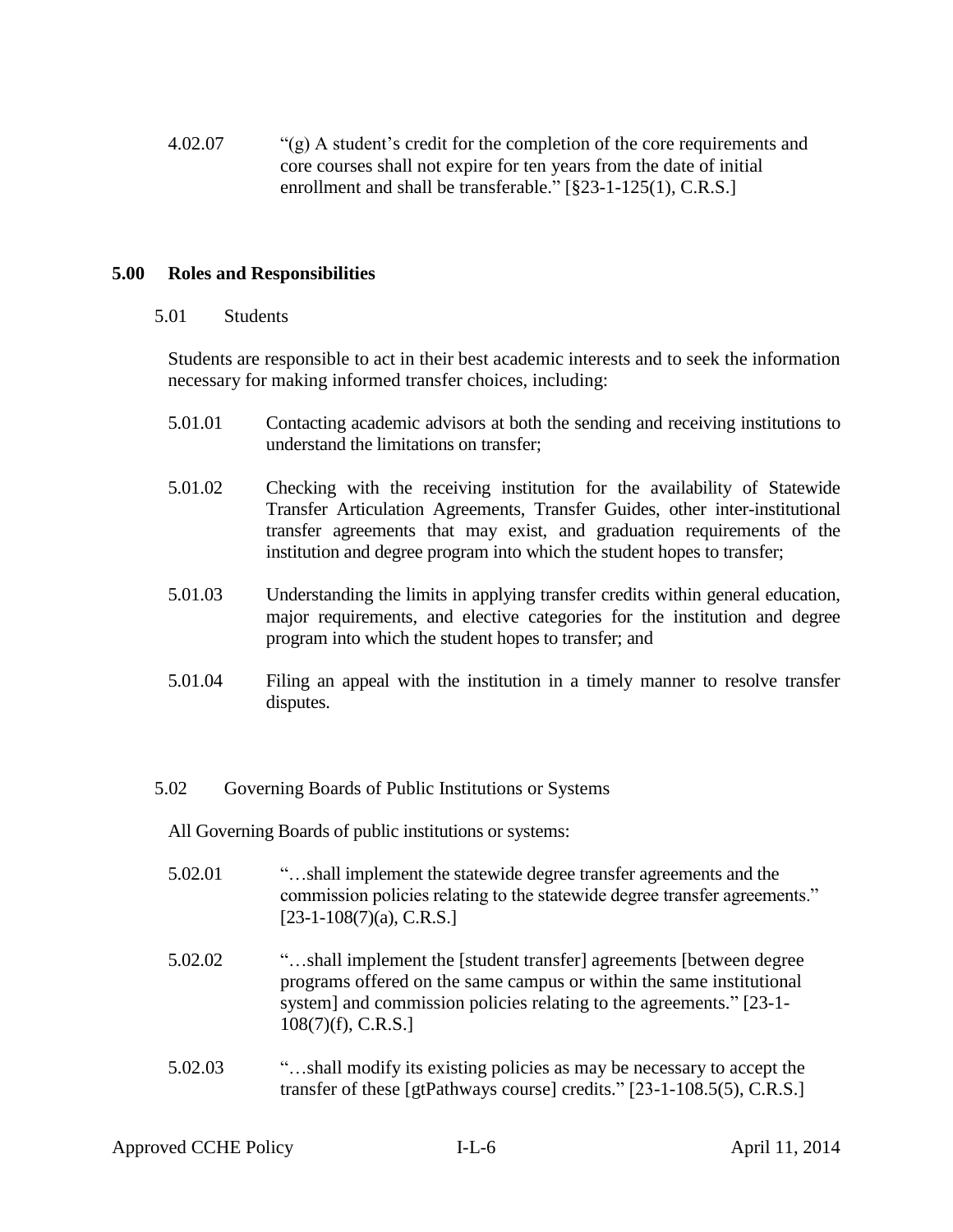4.02.07 "(g) A student's credit for the completion of the core requirements and core courses shall not expire for ten years from the date of initial enrollment and shall be transferable." [§23-1-125(1), C.R.S.]

## 5.00 Roles and Responsibilities

### 5.01 Students

Students are responsible to act in their best academic interests and to seek the information necessary for making informed transfer choices, including:

5.01.01 Contacting academic advisors at both the sending and receiving institutions to understand the limitations on transfer;

5.01.02 Checking with the receiving institution for the availability of Statewide Transfer Articulation Agreements, Transfer Guides, other inter-institutional transfer agreements that may exist, and graduation requirements of the institution and degree program into which the student hopes to transfer;

5.01.03 Understanding the limits in applying transfer credits within general education, major requirements, and elective categories for the institution and degree program into which the student hopes to transfer; and

5.01.04 Filing an appeal with the institution in a timely manner to resolve transfer disputes.

### 5.02 Governing Boards of Public Institutions or Systems

All Governing Boards of public institutions or systems:

5.02.01 "…shall implement the statewide degree transfer agreements and the commission policies relating to the statewide degree transfer agreements." [23-1-108(7)(a), C.R.S.]

5.02.02 "…shall implement the [student transfer] agreements [between degree programs offered on the same campus or within the same institutional system] and commission policies relating to the agreements." [23-1-108(7)(f), C.R.S.]

5.02.03 "…shall modify its existing policies as may be necessary to accept the transfer of these [gtPathways course] credits." [23-1-108.5(5), C.R.S.]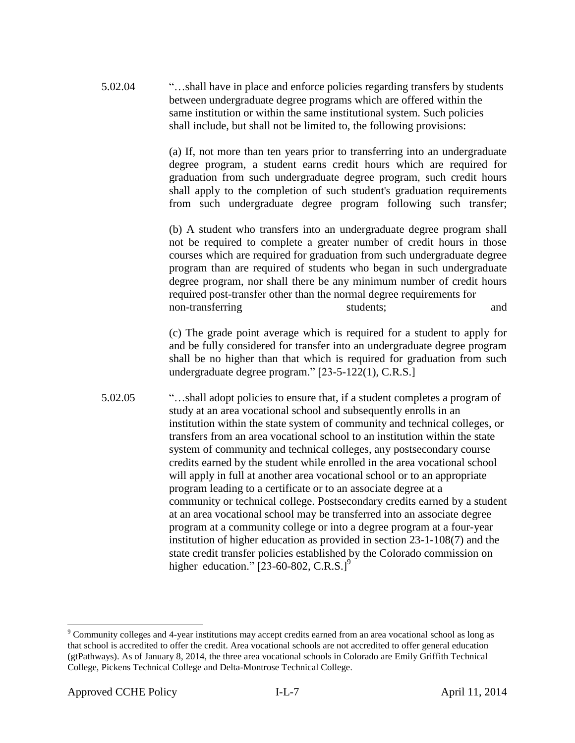5.02.04 "…shall have in place and enforce policies regarding transfers by students between undergraduate degree programs which are offered within the same institution or within the same institutional system. Such policies shall include, but shall not be limited to, the following provisions:

(a) If, not more than ten years prior to transferring into an undergraduate degree program, a student earns credit hours which are required for graduation from such undergraduate degree program, such credit hours shall apply to the completion of such student's graduation requirements from such undergraduate degree program following such transfer;

(b) A student who transfers into an undergraduate degree program shall not be required to complete a greater number of credit hours in those courses which are required for graduation from such undergraduate degree program than are required of students who began in such undergraduate degree program, nor shall there be any minimum number of credit hours required post-transfer other than the normal degree requirements for non-transferring students; and

(c) The grade point average which is required for a student to apply for and be fully considered for transfer into an undergraduate degree program shall be no higher than that which is required for graduation from such undergraduate degree program." [23-5-122(1), C.R.S.]

5.02.05 "…shall adopt policies to ensure that, if a student completes a program of study at an area vocational school and subsequently enrolls in an institution within the state system of community and technical colleges, or transfers from an area vocational school to an institution within the state system of community and technical colleges, any postsecondary course credits earned by the student while enrolled in the area vocational school will apply in full at another area vocational school or to an appropriate program leading to a certificate or to an associate degree at a community or technical college. Postsecondary credits earned by a student at an area vocational school may be transferred into an associate degree program at a community college or into a degree program at a four-year institution of higher education as provided in section 23-1-108(7) and the state credit transfer policies established by the Colorado commission on higher education." [23-60-802, C.R.S.][9]

[9] Community colleges and 4-year institutions may accept credits earned from an area vocational school as long as that school is accredited to offer the credit. Area vocational schools are not accredited to offer general education (gtPathways). As of January 8, 2014, the three area vocational schools in Colorado are Emily Griffith Technical College, Pickens Technical College and Delta-Montrose Technical College.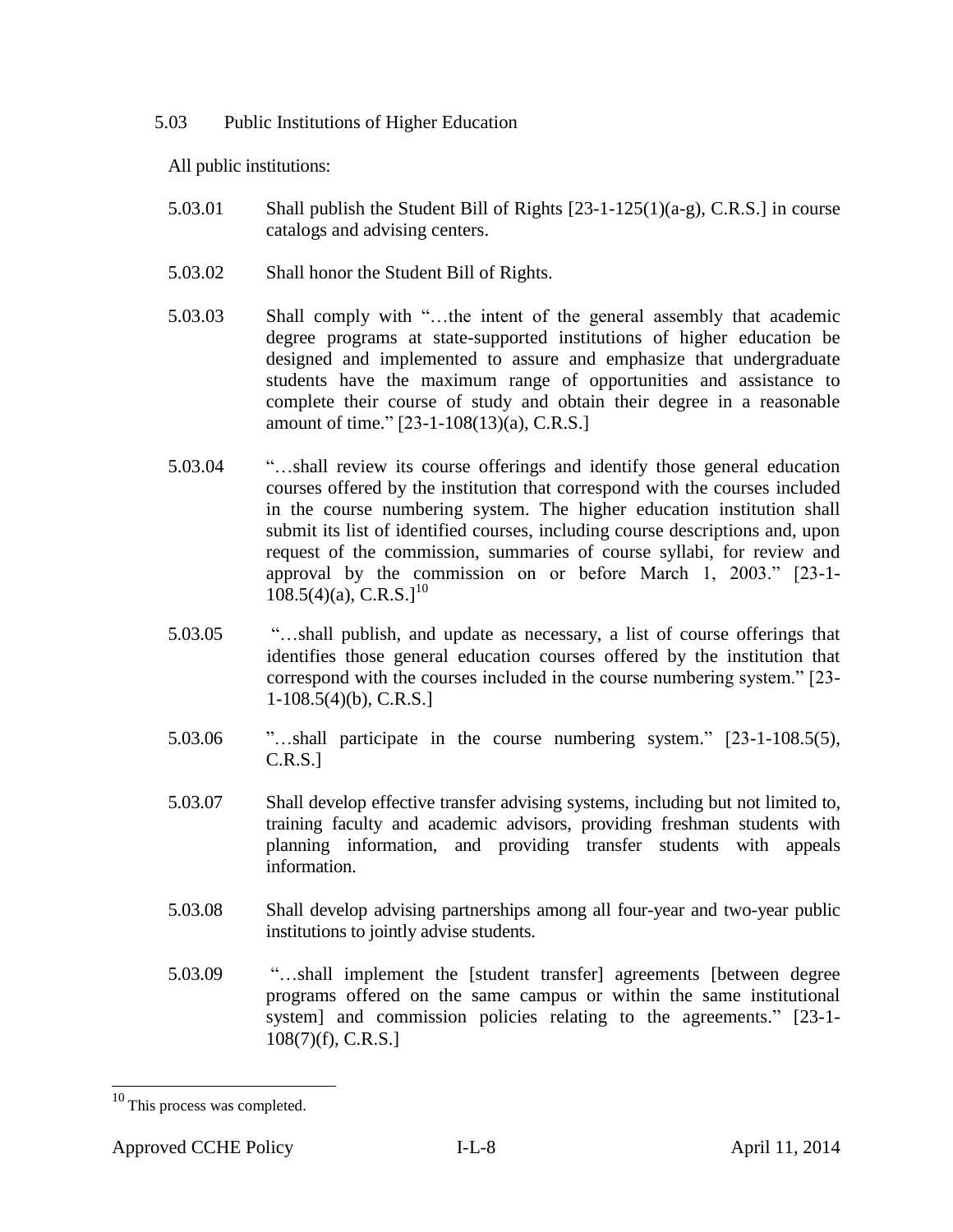## 5.03 Public Institutions of Higher Education

All public institutions:

5.03.01 Shall publish the Student Bill of Rights [23-1-125(1)(a-g), C.R.S.] in course catalogs and advising centers.

5.03.02 Shall honor the Student Bill of Rights.

5.03.03 Shall comply with "…the intent of the general assembly that academic degree programs at state-supported institutions of higher education be designed and implemented to assure and emphasize that undergraduate students have the maximum range of opportunities and assistance to complete their course of study and obtain their degree in a reasonable amount of time." [23-1-108(13)(a), C.R.S.]

5.03.04 "…shall review its course offerings and identify those general education courses offered by the institution that correspond with the courses included in the course numbering system. The higher education institution shall submit its list of identified courses, including course descriptions and, upon request of the commission, summaries of course syllabi, for review and approval by the commission on or before March 1, 2003." [23-1-108.5(4)(a), C.R.S.][10]

5.03.05 "…shall publish, and update as necessary, a list of course offerings that identifies those general education courses offered by the institution that correspond with the courses included in the course numbering system." [23-1-108.5(4)(b), C.R.S.]

5.03.06 "…shall participate in the course numbering system." [23-1-108.5(5), C.R.S.]

5.03.07 Shall develop effective transfer advising systems, including but not limited to, training faculty and academic advisors, providing freshman students with planning information, and providing transfer students with appeals information.

5.03.08 Shall develop advising partnerships among all four-year and two-year public institutions to jointly advise students.

5.03.09 "…shall implement the [student transfer] agreements [between degree programs offered on the same campus or within the same institutional system] and commission policies relating to the agreements." [23-1-108(7)(f), C.R.S.]

---

[10] This process was completed.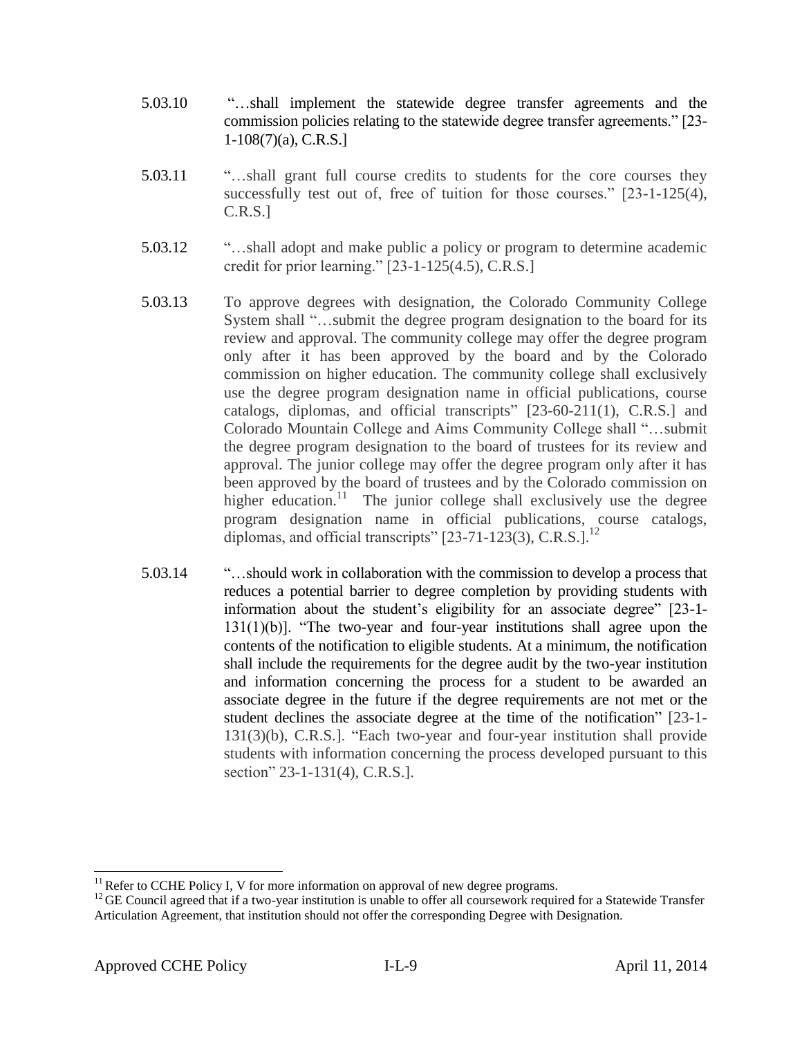5.03.10 "…shall implement the statewide degree transfer agreements and the commission policies relating to the statewide degree transfer agreements." [23-1-108(7)(a), C.R.S.]

5.03.11 "…shall grant full course credits to students for the core courses they successfully test out of, free of tuition for those courses." [23-1-125(4), C.R.S.]

5.03.12 "…shall adopt and make public a policy or program to determine academic credit for prior learning." [23-1-125(4.5), C.R.S.]

5.03.13 To approve degrees with designation, the Colorado Community College System shall "…submit the degree program designation to the board for its review and approval. The community college may offer the degree program only after it has been approved by the board and by the Colorado commission on higher education. The community college shall exclusively use the degree program designation name in official publications, course catalogs, diplomas, and official transcripts" [23-60-211(1), C.R.S.] and Colorado Mountain College and Aims Community College shall "…submit the degree program designation to the board of trustees for its review and approval. The junior college may offer the degree program only after it has been approved by the board of trustees and by the Colorado commission on higher education.[11] The junior college shall exclusively use the degree program designation name in official publications, course catalogs, diplomas, and official transcripts" [23-71-123(3), C.R.S.].[12]

5.03.14 "…should work in collaboration with the commission to develop a process that reduces a potential barrier to degree completion by providing students with information about the student's eligibility for an associate degree" [23-1-131(1)(b)]. "The two-year and four-year institutions shall agree upon the contents of the notification to eligible students. At a minimum, the notification shall include the requirements for the degree audit by the two-year institution and information concerning the process for a student to be awarded an associate degree in the future if the degree requirements are not met or the student declines the associate degree at the time of the notification" [23-1-131(3)(b), C.R.S.]. "Each two-year and four-year institution shall provide students with information concerning the process developed pursuant to this section" 23-1-131(4), C.R.S.].

---

[11] Refer to CCHE Policy I, V for more information on approval of new degree programs.

[12] GE Council agreed that if a two-year institution is unable to offer all coursework required for a Statewide Transfer Articulation Agreement, that institution should not offer the corresponding Degree with Designation.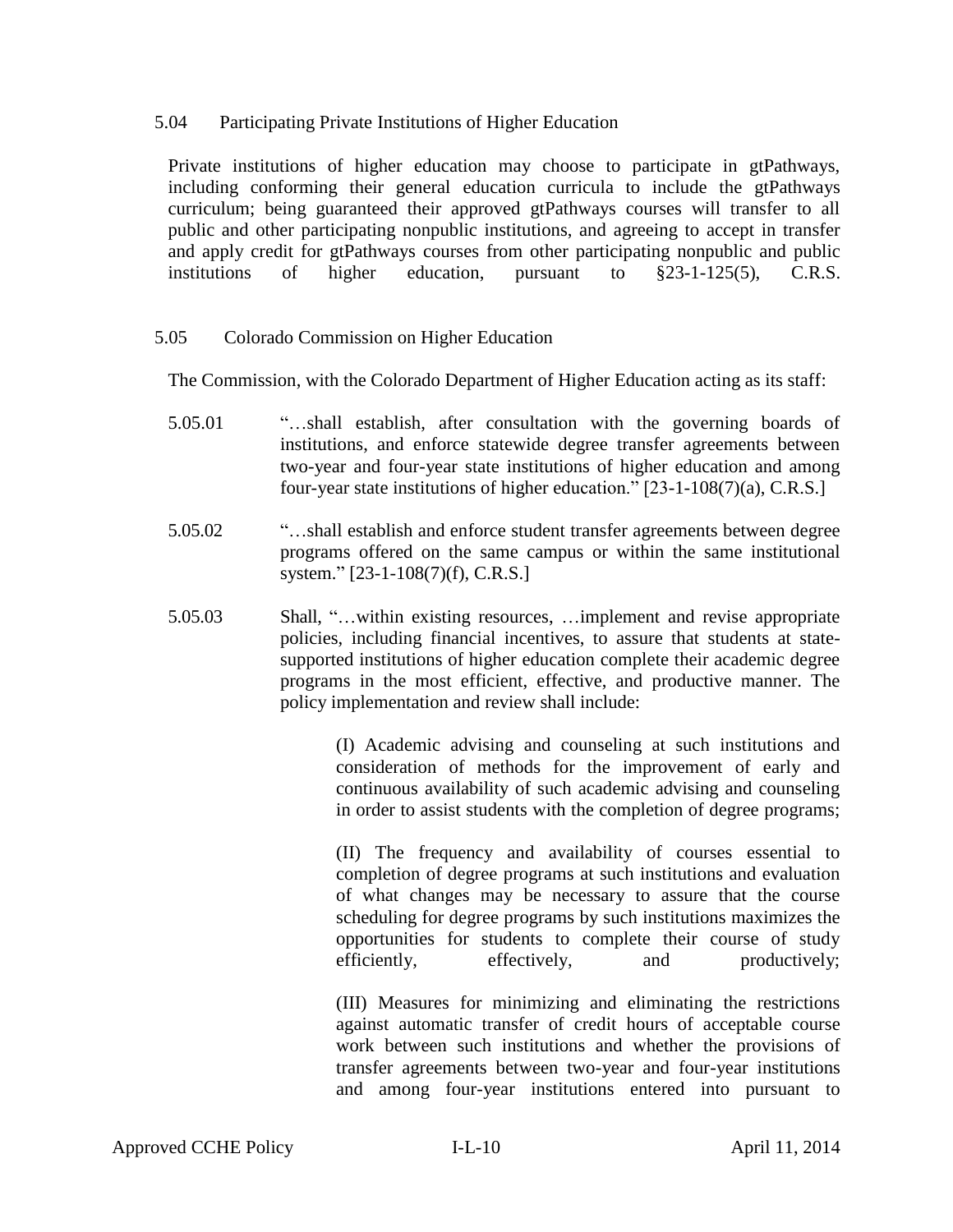### 5.04 Participating Private Institutions of Higher Education

Private institutions of higher education may choose to participate in gtPathways, including conforming their general education curricula to include the gtPathways curriculum; being guaranteed their approved gtPathways courses will transfer to all public and other participating nonpublic institutions, and agreeing to accept in transfer and apply credit for gtPathways courses from other participating nonpublic and public institutions of higher education, pursuant to §23-1-125(5), C.R.S.

### 5.05 Colorado Commission on Higher Education

The Commission, with the Colorado Department of Higher Education acting as its staff:

5.05.01 "…shall establish, after consultation with the governing boards of institutions, and enforce statewide degree transfer agreements between two-year and four-year state institutions of higher education and among four-year state institutions of higher education." [23-1-108(7)(a), C.R.S.]

5.05.02 "…shall establish and enforce student transfer agreements between degree programs offered on the same campus or within the same institutional system." [23-1-108(7)(f), C.R.S.]

5.05.03 Shall, "…within existing resources, …implement and revise appropriate policies, including financial incentives, to assure that students at state-supported institutions of higher education complete their academic degree programs in the most efficient, effective, and productive manner. The policy implementation and review shall include:

> (I) Academic advising and counseling at such institutions and consideration of methods for the improvement of early and continuous availability of such academic advising and counseling in order to assist students with the completion of degree programs;
>
> (II) The frequency and availability of courses essential to completion of degree programs at such institutions and evaluation of what changes may be necessary to assure that the course scheduling for degree programs by such institutions maximizes the opportunities for students to complete their course of study efficiently, effectively, and productively;
>
> (III) Measures for minimizing and eliminating the restrictions against automatic transfer of credit hours of acceptable course work between such institutions and whether the provisions of transfer agreements between two-year and four-year institutions and among four-year institutions entered into pursuant to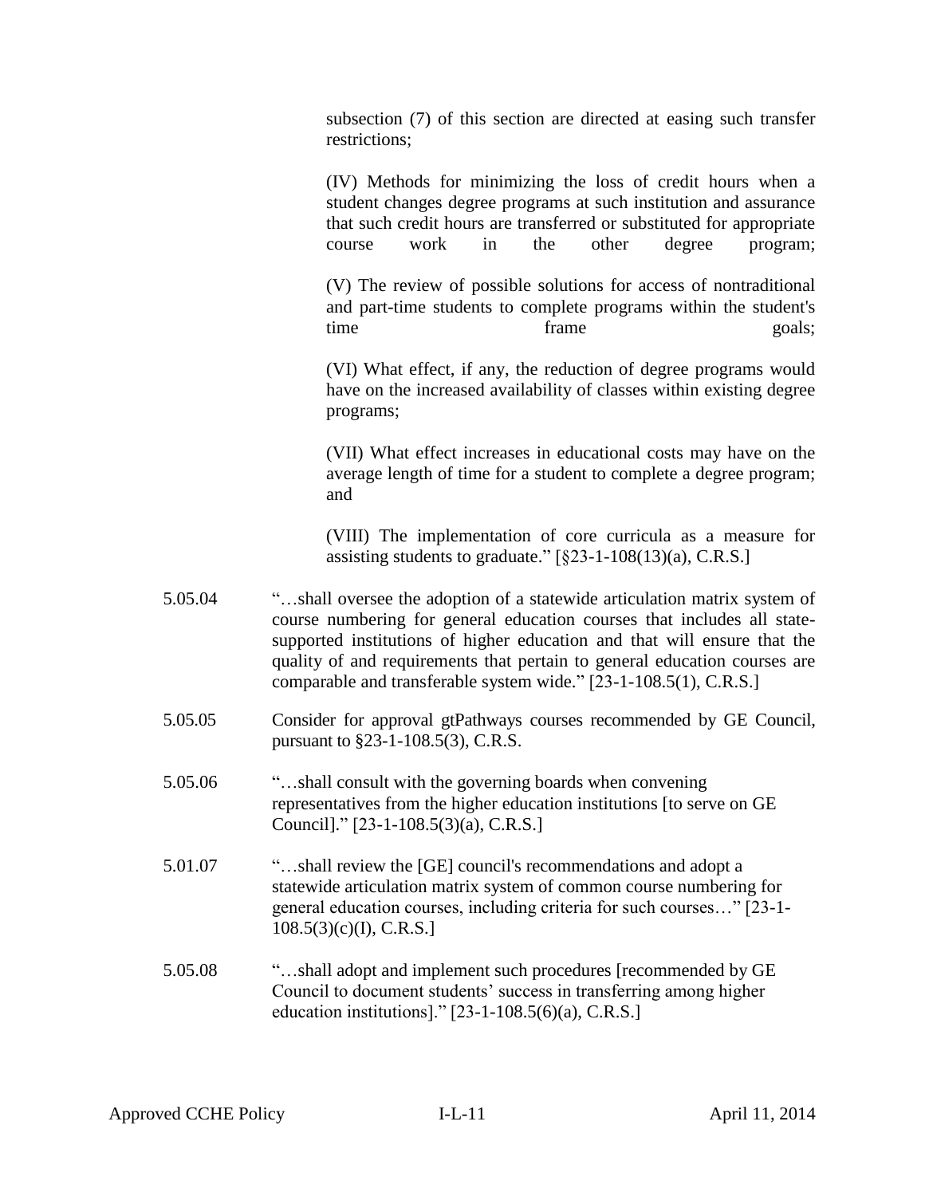subsection (7) of this section are directed at easing such transfer restrictions;

(IV) Methods for minimizing the loss of credit hours when a student changes degree programs at such institution and assurance that such credit hours are transferred or substituted for appropriate course work in the other degree program;

(V) The review of possible solutions for access of nontraditional and part-time students to complete programs within the student's time frame goals;

(VI) What effect, if any, the reduction of degree programs would have on the increased availability of classes within existing degree programs;

(VII) What effect increases in educational costs may have on the average length of time for a student to complete a degree program; and

(VIII) The implementation of core curricula as a measure for assisting students to graduate." [§23-1-108(13)(a), C.R.S.]

5.05.04 "…shall oversee the adoption of a statewide articulation matrix system of course numbering for general education courses that includes all state-supported institutions of higher education and that will ensure that the quality of and requirements that pertain to general education courses are comparable and transferable system wide." [23-1-108.5(1), C.R.S.]

5.05.05 Consider for approval gtPathways courses recommended by GE Council, pursuant to §23-1-108.5(3), C.R.S.

5.05.06 "…shall consult with the governing boards when convening representatives from the higher education institutions [to serve on GE Council]." [23-1-108.5(3)(a), C.R.S.]

5.01.07 "…shall review the [GE] council's recommendations and adopt a statewide articulation matrix system of common course numbering for general education courses, including criteria for such courses…" [23-1-108.5(3)(c)(I), C.R.S.]

5.05.08 "…shall adopt and implement such procedures [recommended by GE Council to document students' success in transferring among higher education institutions]." [23-1-108.5(6)(a), C.R.S.]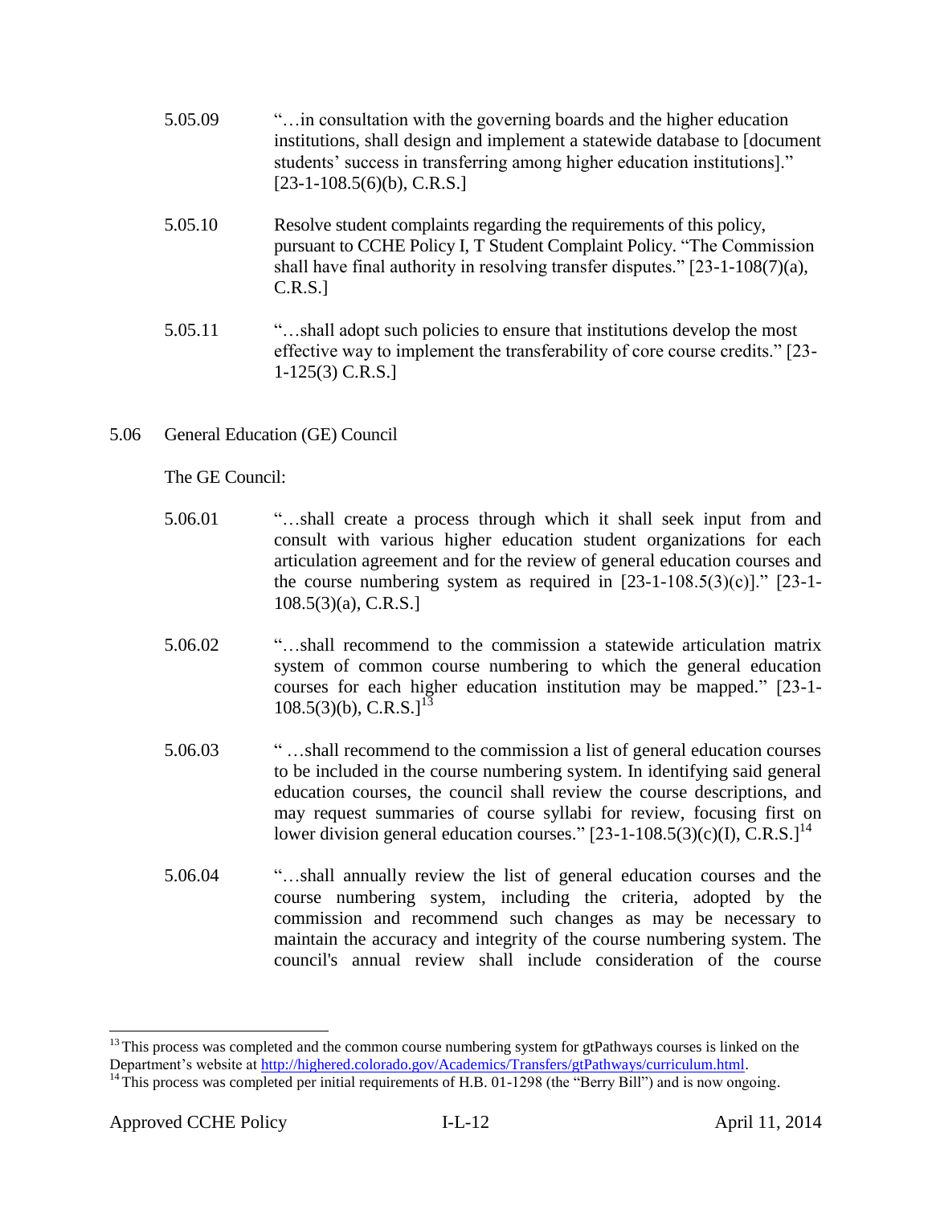5.05.09 "…in consultation with the governing boards and the higher education institutions, shall design and implement a statewide database to [document students' success in transferring among higher education institutions]." [23-1-108.5(6)(b), C.R.S.]

5.05.10 Resolve student complaints regarding the requirements of this policy, pursuant to CCHE Policy I, T Student Complaint Policy. "The Commission shall have final authority in resolving transfer disputes." [23-1-108(7)(a), C.R.S.]

5.05.11 "…shall adopt such policies to ensure that institutions develop the most effective way to implement the transferability of core course credits." [23-1-125(3) C.R.S.]

5.06 General Education (GE) Council

The GE Council:

5.06.01 "…shall create a process through which it shall seek input from and consult with various higher education student organizations for each articulation agreement and for the review of general education courses and the course numbering system as required in [23-1-108.5(3)(c)]." [23-1-108.5(3)(a), C.R.S.]

5.06.02 "…shall recommend to the commission a statewide articulation matrix system of common course numbering to which the general education courses for each higher education institution may be mapped." [23-1-108.5(3)(b), C.R.S.][13]

5.06.03 " …shall recommend to the commission a list of general education courses to be included in the course numbering system. In identifying said general education courses, the council shall review the course descriptions, and may request summaries of course syllabi for review, focusing first on lower division general education courses." [23-1-108.5(3)(c)(I), C.R.S.][14]

5.06.04 "…shall annually review the list of general education courses and the course numbering system, including the criteria, adopted by the commission and recommend such changes as may be necessary to maintain the accuracy and integrity of the course numbering system. The council's annual review shall include consideration of the course

---

[13] This process was completed and the common course numbering system for gtPathways courses is linked on the Department's website at http://highered.colorado.gov/Academics/Transfers/gtPathways/curriculum.html.

[14] This process was completed per initial requirements of H.B. 01-1298 (the "Berry Bill") and is now ongoing.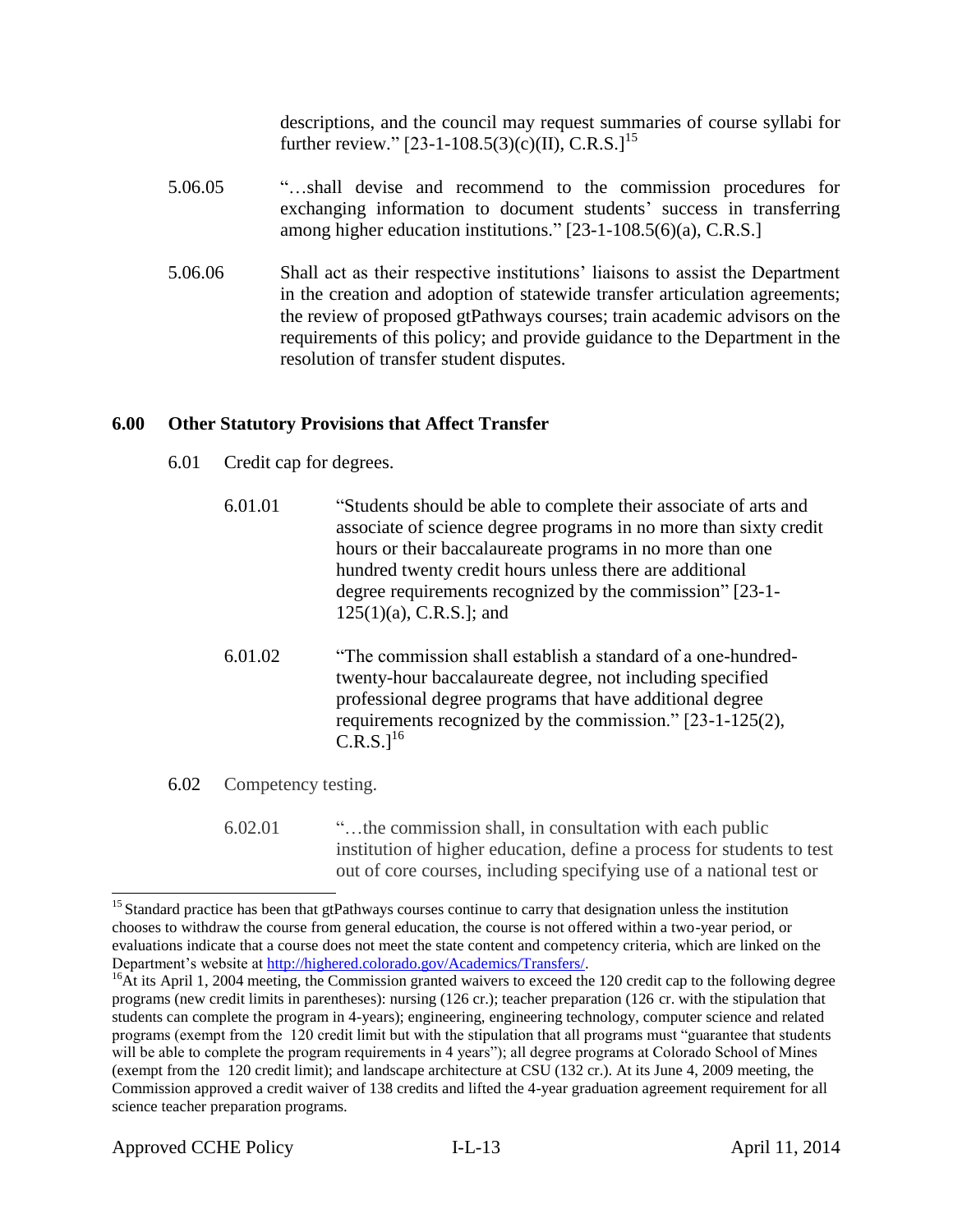descriptions, and the council may request summaries of course syllabi for further review." [23-1-108.5(3)(c)(II), C.R.S.][15]

5.06.05 "…shall devise and recommend to the commission procedures for exchanging information to document students' success in transferring among higher education institutions." [23-1-108.5(6)(a), C.R.S.]

5.06.06 Shall act as their respective institutions' liaisons to assist the Department in the creation and adoption of statewide transfer articulation agreements; the review of proposed gtPathways courses; train academic advisors on the requirements of this policy; and provide guidance to the Department in the resolution of transfer student disputes.

## 6.00 Other Statutory Provisions that Affect Transfer

6.01 Credit cap for degrees.

6.01.01 "Students should be able to complete their associate of arts and associate of science degree programs in no more than sixty credit hours or their baccalaureate programs in no more than one hundred twenty credit hours unless there are additional degree requirements recognized by the commission" [23-1-125(1)(a), C.R.S.]; and

6.01.02 "The commission shall establish a standard of a one-hundred-twenty-hour baccalaureate degree, not including specified professional degree programs that have additional degree requirements recognized by the commission." [23-1-125(2), C.R.S.][16]

6.02 Competency testing.

6.02.01 "…the commission shall, in consultation with each public institution of higher education, define a process for students to test out of core courses, including specifying use of a national test or

---

[15] Standard practice has been that gtPathways courses continue to carry that designation unless the institution chooses to withdraw the course from general education, the course is not offered within a two-year period, or evaluations indicate that a course does not meet the state content and competency criteria, which are linked on the Department's website at http://highered.colorado.gov/Academics/Transfers/.

[16] At its April 1, 2004 meeting, the Commission granted waivers to exceed the 120 credit cap to the following degree programs (new credit limits in parentheses): nursing (126 cr.); teacher preparation (126 cr. with the stipulation that students can complete the program in 4-years); engineering, engineering technology, computer science and related programs (exempt from the 120 credit limit but with the stipulation that all programs must "guarantee that students will be able to complete the program requirements in 4 years"); all degree programs at Colorado School of Mines (exempt from the 120 credit limit); and landscape architecture at CSU (132 cr.). At its June 4, 2009 meeting, the Commission approved a credit waiver of 138 credits and lifted the 4-year graduation agreement requirement for all science teacher preparation programs.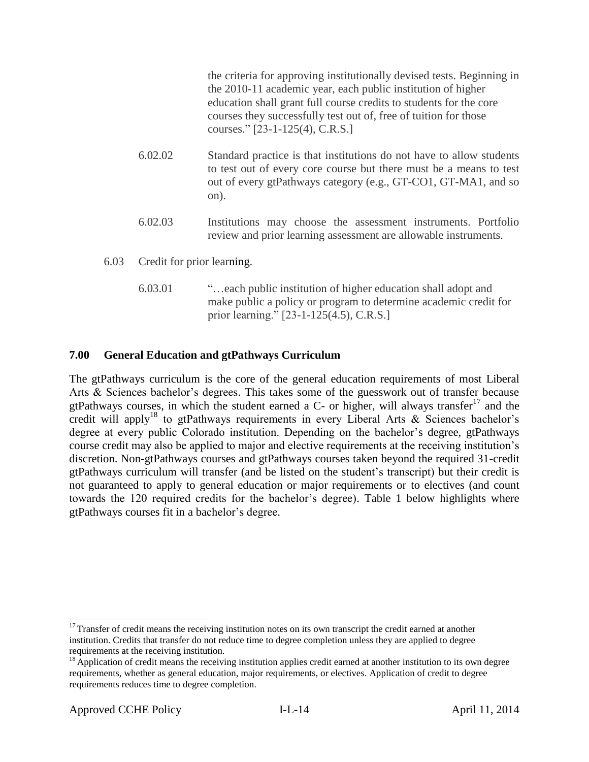the criteria for approving institutionally devised tests. Beginning in the 2010-11 academic year, each public institution of higher education shall grant full course credits to students for the core courses they successfully test out of, free of tuition for those courses." [23-1-125(4), C.R.S.]

6.02.02 Standard practice is that institutions do not have to allow students to test out of every core course but there must be a means to test out of every gtPathways category (e.g., GT-CO1, GT-MA1, and so on).

6.02.03 Institutions may choose the assessment instruments. Portfolio review and prior learning assessment are allowable instruments.

6.03 Credit for prior learning.

6.03.01 "…each public institution of higher education shall adopt and make public a policy or program to determine academic credit for prior learning." [23-1-125(4.5), C.R.S.]

## 7.00 General Education and gtPathways Curriculum

The gtPathways curriculum is the core of the general education requirements of most Liberal Arts & Sciences bachelor's degrees. This takes some of the guesswork out of transfer because gtPathways courses, in which the student earned a C- or higher, will always transfer[17] and the credit will apply[18] to gtPathways requirements in every Liberal Arts & Sciences bachelor's degree at every public Colorado institution. Depending on the bachelor's degree, gtPathways course credit may also be applied to major and elective requirements at the receiving institution's discretion. Non-gtPathways courses and gtPathways courses taken beyond the required 31-credit gtPathways curriculum will transfer (and be listed on the student's transcript) but their credit is not guaranteed to apply to general education or major requirements or to electives (and count towards the 120 required credits for the bachelor's degree). Table 1 below highlights where gtPathways courses fit in a bachelor's degree.

---

[17] Transfer of credit means the receiving institution notes on its own transcript the credit earned at another institution. Credits that transfer do not reduce time to degree completion unless they are applied to degree requirements at the receiving institution.

[18] Application of credit means the receiving institution applies credit earned at another institution to its own degree requirements, whether as general education, major requirements, or electives. Application of credit to degree requirements reduces time to degree completion.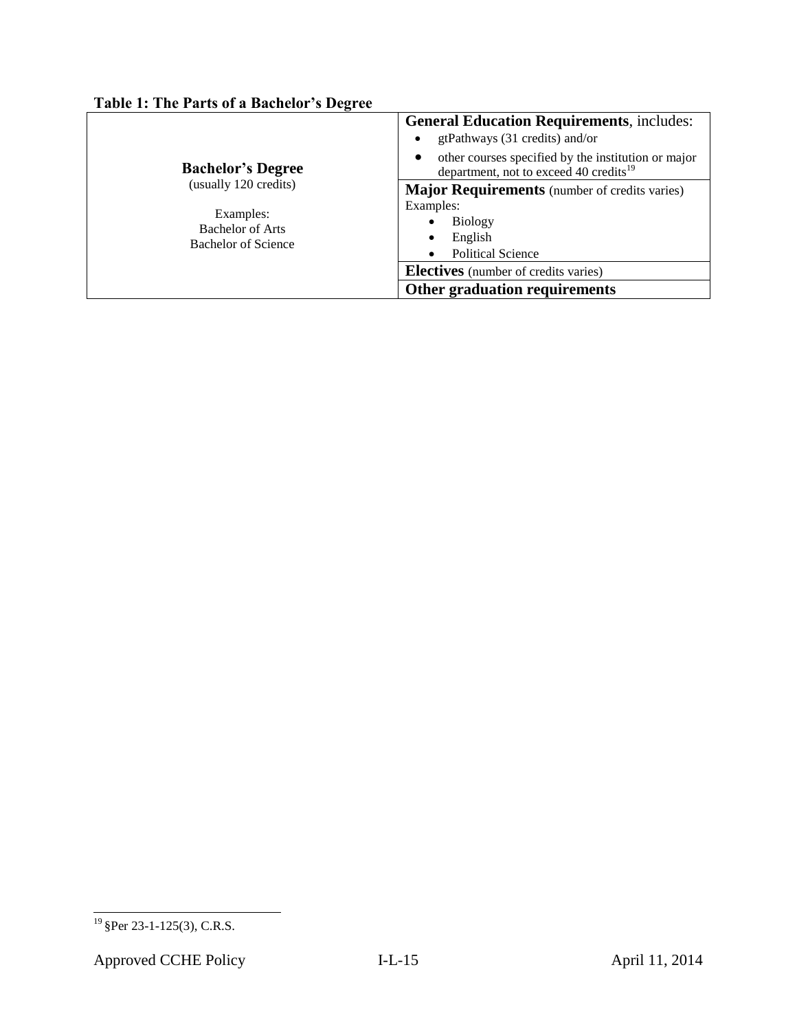**Table 1: The Parts of a Bachelor's Degree**

| | |
|---|---|
| **Bachelor's Degree**<br>(usually 120 credits)<br><br>Examples:<br>Bachelor of Arts<br>Bachelor of Science | **General Education Requirements**, includes:<br>• gtPathways (31 credits) and/or<br>• other courses specified by the institution or major department, not to exceed 40 credits[19] |
| | **Major Requirements** (number of credits varies)<br>Examples:<br>• Biology<br>• English<br>• Political Science |
| | **Electives** (number of credits varies) |
| | **Other graduation requirements** |

[19] §Per 23-1-125(3), C.R.S.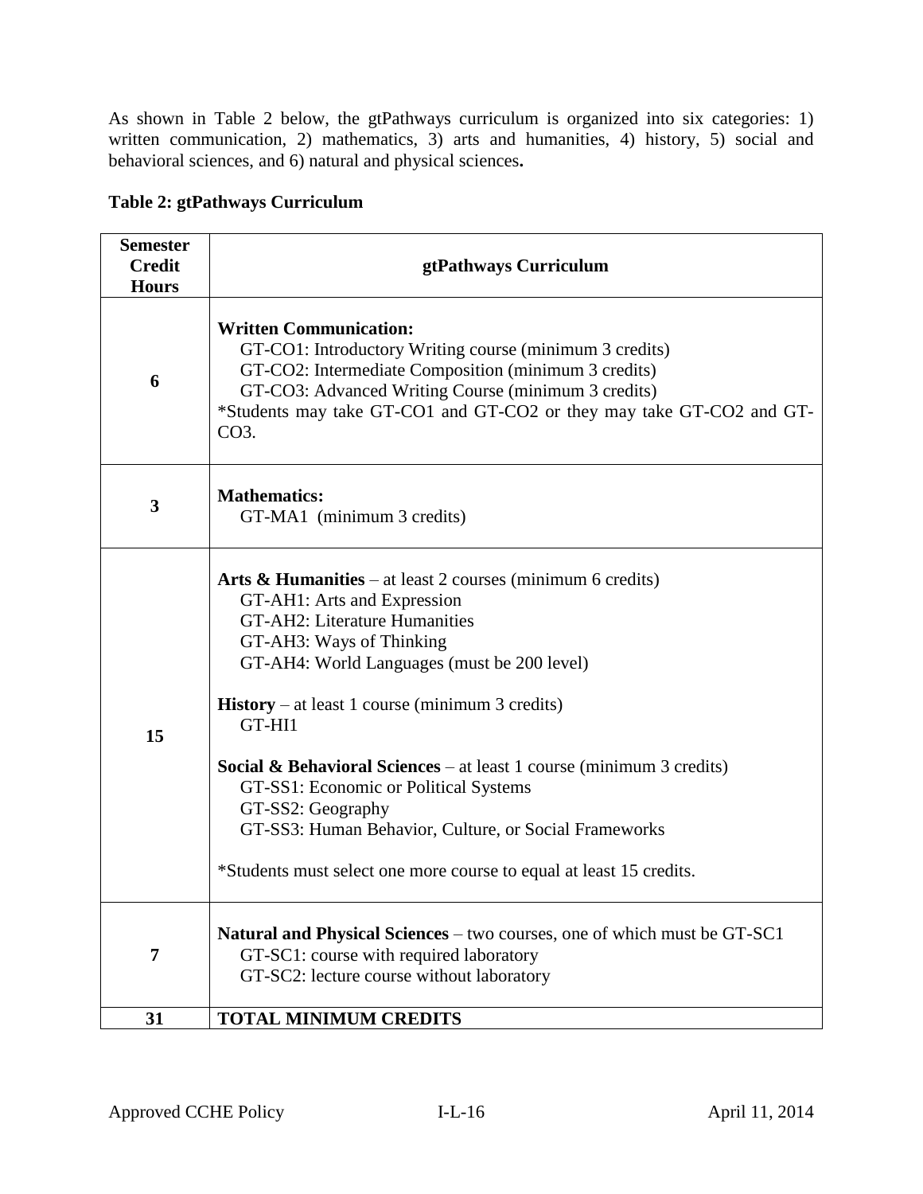As shown in Table 2 below, the gtPathways curriculum is organized into six categories: 1) written communication, 2) mathematics, 3) arts and humanities, 4) history, 5) social and behavioral sciences, and 6) natural and physical sciences**.**

**Table 2: gtPathways Curriculum**

| Semester Credit Hours | gtPathways Curriculum |
|---|---|
| **6** | **Written Communication:**<br>GT-CO1: Introductory Writing course (minimum 3 credits)<br>GT-CO2: Intermediate Composition (minimum 3 credits)<br>GT-CO3: Advanced Writing Course (minimum 3 credits)<br>*Students may take GT-CO1 and GT-CO2 or they may take GT-CO2 and GT-CO3. |
| **3** | **Mathematics:**<br>GT-MA1 (minimum 3 credits) |
| **15** | **Arts & Humanities** – at least 2 courses (minimum 6 credits)<br>GT-AH1: Arts and Expression<br>GT-AH2: Literature Humanities<br>GT-AH3: Ways of Thinking<br>GT-AH4: World Languages (must be 200 level)<br><br>**History** – at least 1 course (minimum 3 credits)<br>GT-HI1<br><br>**Social & Behavioral Sciences** – at least 1 course (minimum 3 credits)<br>GT-SS1: Economic or Political Systems<br>GT-SS2: Geography<br>GT-SS3: Human Behavior, Culture, or Social Frameworks<br><br>*Students must select one more course to equal at least 15 credits. |
| **7** | **Natural and Physical Sciences** – two courses, one of which must be GT-SC1<br>GT-SC1: course with required laboratory<br>GT-SC2: lecture course without laboratory |
| **31** | **TOTAL MINIMUM CREDITS** |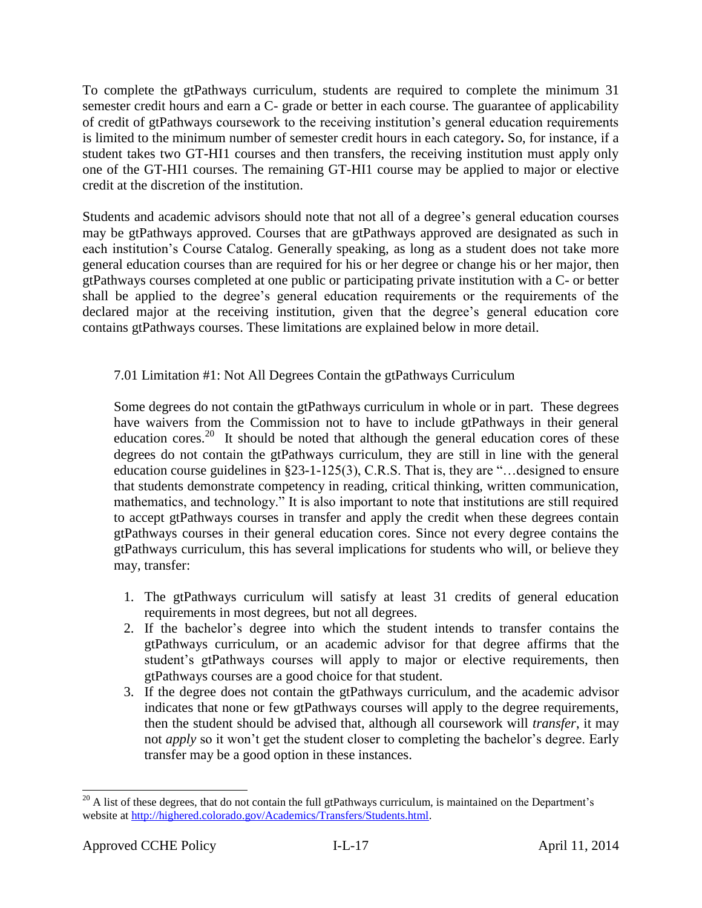To complete the gtPathways curriculum, students are required to complete the minimum 31 semester credit hours and earn a C- grade or better in each course. The guarantee of applicability of credit of gtPathways coursework to the receiving institution's general education requirements is limited to the minimum number of semester credit hours in each category**.** So, for instance, if a student takes two GT-HI1 courses and then transfers, the receiving institution must apply only one of the GT-HI1 courses. The remaining GT-HI1 course may be applied to major or elective credit at the discretion of the institution.

Students and academic advisors should note that not all of a degree's general education courses may be gtPathways approved. Courses that are gtPathways approved are designated as such in each institution's Course Catalog. Generally speaking, as long as a student does not take more general education courses than are required for his or her degree or change his or her major, then gtPathways courses completed at one public or participating private institution with a C- or better shall be applied to the degree's general education requirements or the requirements of the declared major at the receiving institution, given that the degree's general education core contains gtPathways courses. These limitations are explained below in more detail.

### 7.01 Limitation #1: Not All Degrees Contain the gtPathways Curriculum

Some degrees do not contain the gtPathways curriculum in whole or in part. These degrees have waivers from the Commission not to have to include gtPathways in their general education cores.[20] It should be noted that although the general education cores of these degrees do not contain the gtPathways curriculum, they are still in line with the general education course guidelines in §23-1-125(3), C.R.S. That is, they are "…designed to ensure that students demonstrate competency in reading, critical thinking, written communication, mathematics, and technology." It is also important to note that institutions are still required to accept gtPathways courses in transfer and apply the credit when these degrees contain gtPathways courses in their general education cores. Since not every degree contains the gtPathways curriculum, this has several implications for students who will, or believe they may, transfer:

1. The gtPathways curriculum will satisfy at least 31 credits of general education requirements in most degrees, but not all degrees.
2. If the bachelor's degree into which the student intends to transfer contains the gtPathways curriculum, or an academic advisor for that degree affirms that the student's gtPathways courses will apply to major or elective requirements, then gtPathways courses are a good choice for that student.
3. If the degree does not contain the gtPathways curriculum, and the academic advisor indicates that none or few gtPathways courses will apply to the degree requirements, then the student should be advised that, although all coursework will *transfer*, it may not *apply* so it won't get the student closer to completing the bachelor's degree. Early transfer may be a good option in these instances.

[20] A list of these degrees, that do not contain the full gtPathways curriculum, is maintained on the Department's website at http://highered.colorado.gov/Academics/Transfers/Students.html.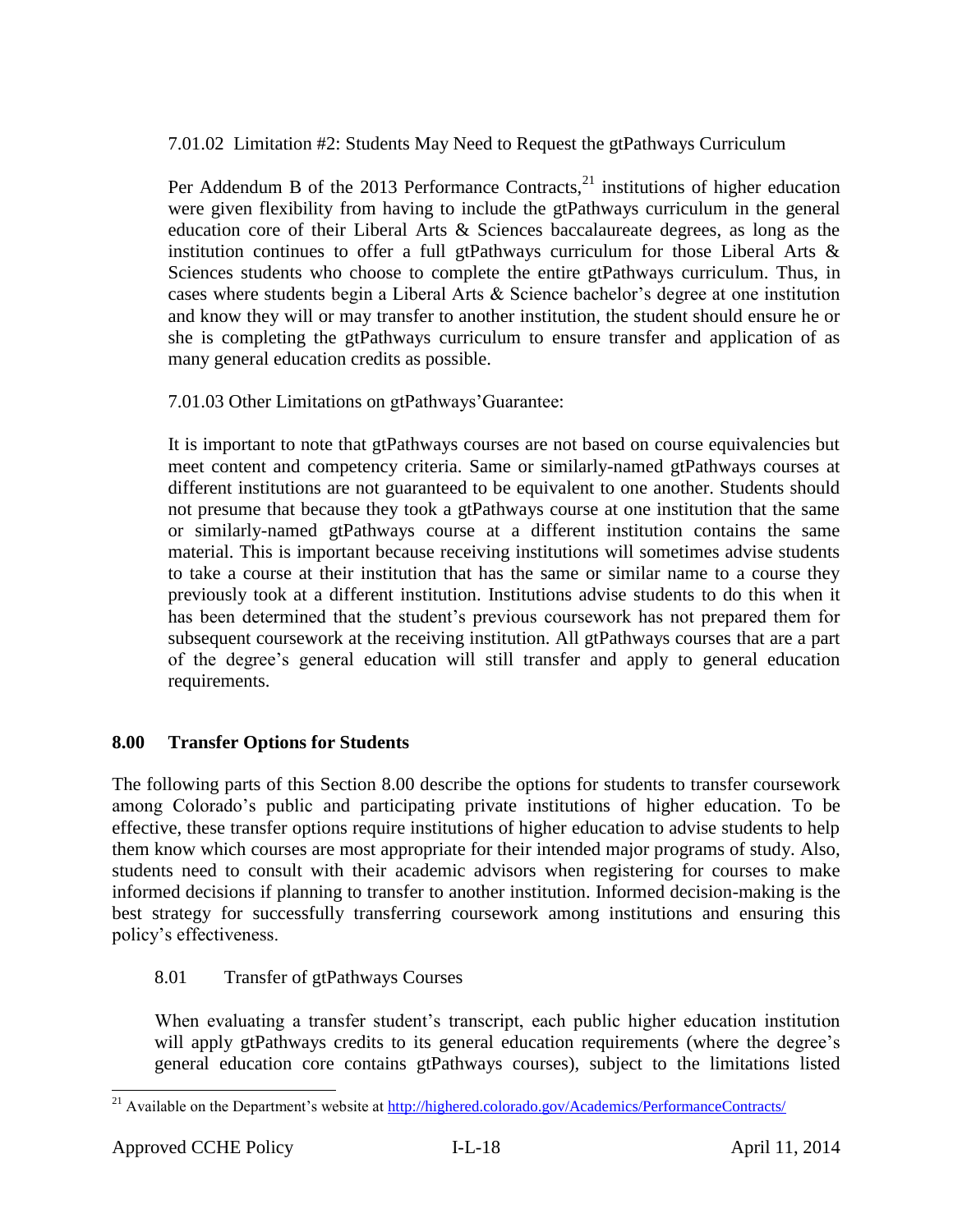7.01.02 Limitation #2: Students May Need to Request the gtPathways Curriculum

Per Addendum B of the 2013 Performance Contracts,[21] institutions of higher education were given flexibility from having to include the gtPathways curriculum in the general education core of their Liberal Arts & Sciences baccalaureate degrees, as long as the institution continues to offer a full gtPathways curriculum for those Liberal Arts & Sciences students who choose to complete the entire gtPathways curriculum. Thus, in cases where students begin a Liberal Arts & Science bachelor's degree at one institution and know they will or may transfer to another institution, the student should ensure he or she is completing the gtPathways curriculum to ensure transfer and application of as many general education credits as possible.

7.01.03 Other Limitations on gtPathways'Guarantee:

It is important to note that gtPathways courses are not based on course equivalencies but meet content and competency criteria. Same or similarly-named gtPathways courses at different institutions are not guaranteed to be equivalent to one another. Students should not presume that because they took a gtPathways course at one institution that the same or similarly-named gtPathways course at a different institution contains the same material. This is important because receiving institutions will sometimes advise students to take a course at their institution that has the same or similar name to a course they previously took at a different institution. Institutions advise students to do this when it has been determined that the student's previous coursework has not prepared them for subsequent coursework at the receiving institution. All gtPathways courses that are a part of the degree's general education will still transfer and apply to general education requirements.

## 8.00 Transfer Options for Students

The following parts of this Section 8.00 describe the options for students to transfer coursework among Colorado's public and participating private institutions of higher education. To be effective, these transfer options require institutions of higher education to advise students to help them know which courses are most appropriate for their intended major programs of study. Also, students need to consult with their academic advisors when registering for courses to make informed decisions if planning to transfer to another institution. Informed decision-making is the best strategy for successfully transferring coursework among institutions and ensuring this policy's effectiveness.

8.01 Transfer of gtPathways Courses

When evaluating a transfer student's transcript, each public higher education institution will apply gtPathways credits to its general education requirements (where the degree's general education core contains gtPathways courses), subject to the limitations listed

---

[21] Available on the Department's website at http://highered.colorado.gov/Academics/PerformanceContracts/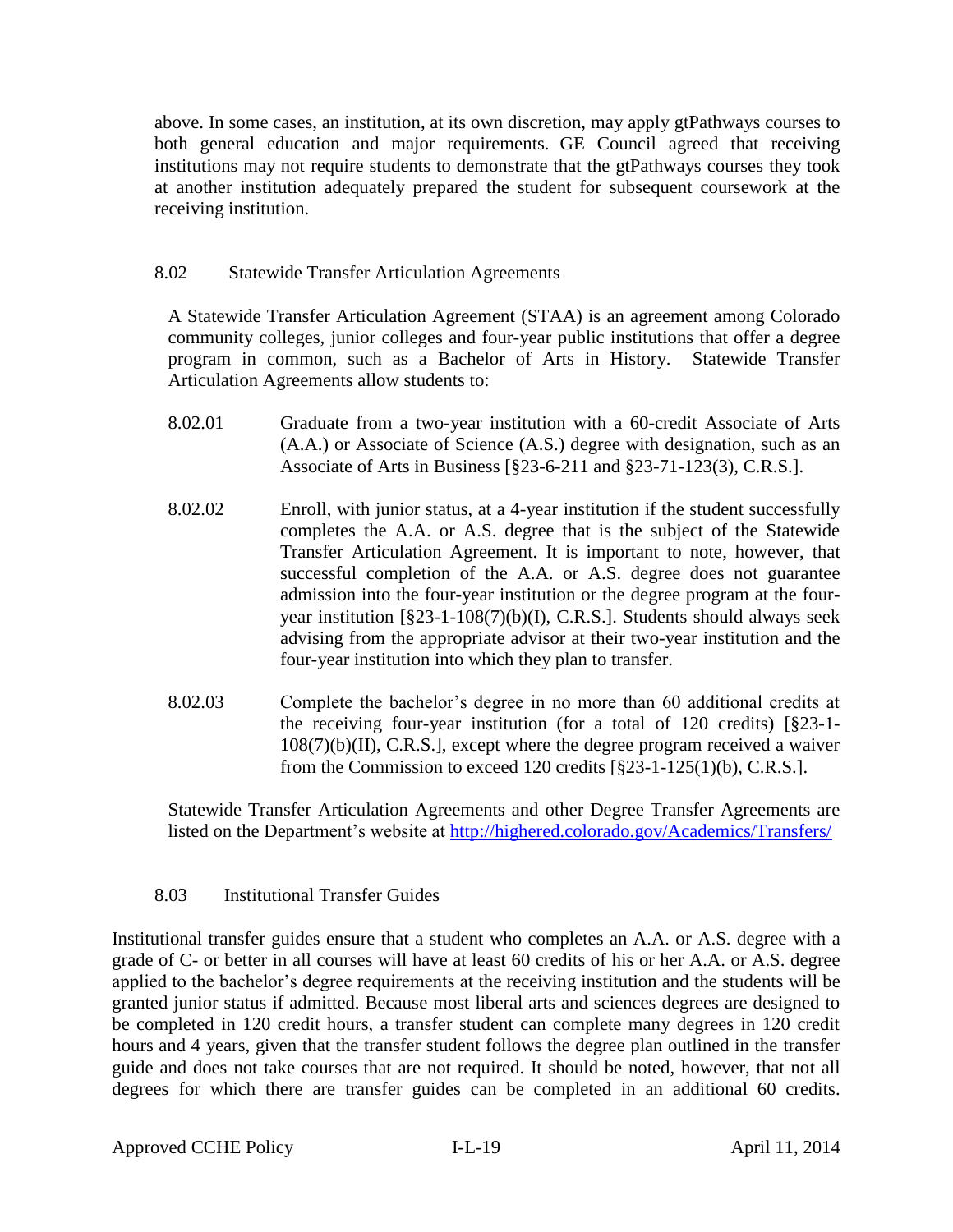above. In some cases, an institution, at its own discretion, may apply gtPathways courses to both general education and major requirements. GE Council agreed that receiving institutions may not require students to demonstrate that the gtPathways courses they took at another institution adequately prepared the student for subsequent coursework at the receiving institution.

### 8.02 Statewide Transfer Articulation Agreements

A Statewide Transfer Articulation Agreement (STAA) is an agreement among Colorado community colleges, junior colleges and four-year public institutions that offer a degree program in common, such as a Bachelor of Arts in History. Statewide Transfer Articulation Agreements allow students to:

8.02.01 Graduate from a two-year institution with a 60-credit Associate of Arts (A.A.) or Associate of Science (A.S.) degree with designation, such as an Associate of Arts in Business [§23-6-211 and §23-71-123(3), C.R.S.].

8.02.02 Enroll, with junior status, at a 4-year institution if the student successfully completes the A.A. or A.S. degree that is the subject of the Statewide Transfer Articulation Agreement. It is important to note, however, that successful completion of the A.A. or A.S. degree does not guarantee admission into the four-year institution or the degree program at the four-year institution [§23-1-108(7)(b)(I), C.R.S.]. Students should always seek advising from the appropriate advisor at their two-year institution and the four-year institution into which they plan to transfer.

8.02.03 Complete the bachelor's degree in no more than 60 additional credits at the receiving four-year institution (for a total of 120 credits) [§23-1-108(7)(b)(II), C.R.S.], except where the degree program received a waiver from the Commission to exceed 120 credits [§23-1-125(1)(b), C.R.S.].

Statewide Transfer Articulation Agreements and other Degree Transfer Agreements are listed on the Department's website at http://highered.colorado.gov/Academics/Transfers/

### 8.03 Institutional Transfer Guides

Institutional transfer guides ensure that a student who completes an A.A. or A.S. degree with a grade of C- or better in all courses will have at least 60 credits of his or her A.A. or A.S. degree applied to the bachelor's degree requirements at the receiving institution and the students will be granted junior status if admitted. Because most liberal arts and sciences degrees are designed to be completed in 120 credit hours, a transfer student can complete many degrees in 120 credit hours and 4 years, given that the transfer student follows the degree plan outlined in the transfer guide and does not take courses that are not required. It should be noted, however, that not all degrees for which there are transfer guides can be completed in an additional 60 credits.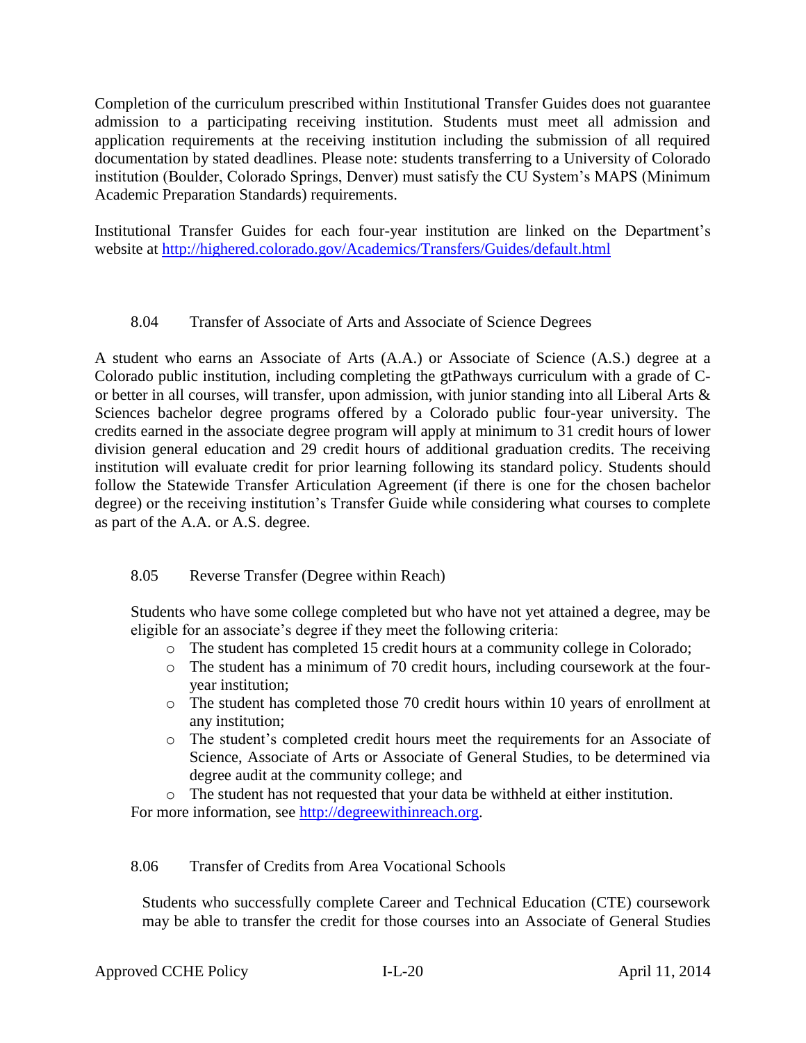Completion of the curriculum prescribed within Institutional Transfer Guides does not guarantee admission to a participating receiving institution. Students must meet all admission and application requirements at the receiving institution including the submission of all required documentation by stated deadlines. Please note: students transferring to a University of Colorado institution (Boulder, Colorado Springs, Denver) must satisfy the CU System's MAPS (Minimum Academic Preparation Standards) requirements.

Institutional Transfer Guides for each four-year institution are linked on the Department's website at http://highered.colorado.gov/Academics/Transfers/Guides/default.html

### 8.04 Transfer of Associate of Arts and Associate of Science Degrees

A student who earns an Associate of Arts (A.A.) or Associate of Science (A.S.) degree at a Colorado public institution, including completing the gtPathways curriculum with a grade of C- or better in all courses, will transfer, upon admission, with junior standing into all Liberal Arts & Sciences bachelor degree programs offered by a Colorado public four-year university. The credits earned in the associate degree program will apply at minimum to 31 credit hours of lower division general education and 29 credit hours of additional graduation credits. The receiving institution will evaluate credit for prior learning following its standard policy. Students should follow the Statewide Transfer Articulation Agreement (if there is one for the chosen bachelor degree) or the receiving institution's Transfer Guide while considering what courses to complete as part of the A.A. or A.S. degree.

### 8.05 Reverse Transfer (Degree within Reach)

Students who have some college completed but who have not yet attained a degree, may be eligible for an associate's degree if they meet the following criteria:

- The student has completed 15 credit hours at a community college in Colorado;
- The student has a minimum of 70 credit hours, including coursework at the four-year institution;
- The student has completed those 70 credit hours within 10 years of enrollment at any institution;
- The student's completed credit hours meet the requirements for an Associate of Science, Associate of Arts or Associate of General Studies, to be determined via degree audit at the community college; and
- The student has not requested that your data be withheld at either institution.

For more information, see http://degreewithinreach.org.

### 8.06 Transfer of Credits from Area Vocational Schools

Students who successfully complete Career and Technical Education (CTE) coursework may be able to transfer the credit for those courses into an Associate of General Studies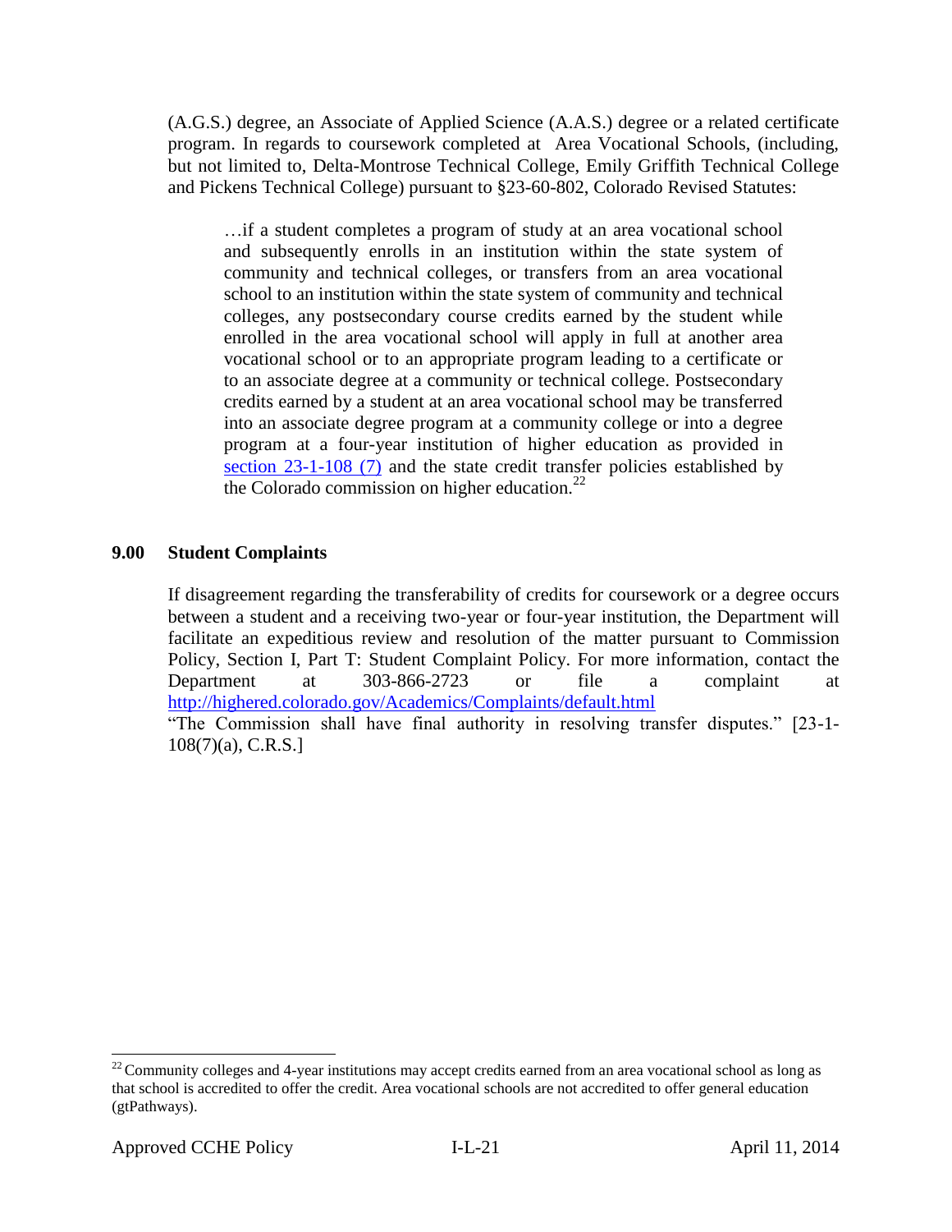(A.G.S.) degree, an Associate of Applied Science (A.A.S.) degree or a related certificate program. In regards to coursework completed at Area Vocational Schools, (including, but not limited to, Delta-Montrose Technical College, Emily Griffith Technical College and Pickens Technical College) pursuant to §23-60-802, Colorado Revised Statutes:

> …if a student completes a program of study at an area vocational school and subsequently enrolls in an institution within the state system of community and technical colleges, or transfers from an area vocational school to an institution within the state system of community and technical colleges, any postsecondary course credits earned by the student while enrolled in the area vocational school will apply in full at another area vocational school or to an appropriate program leading to a certificate or to an associate degree at a community or technical college. Postsecondary credits earned by a student at an area vocational school may be transferred into an associate degree program at a community college or into a degree program at a four-year institution of higher education as provided in section 23-1-108 (7) and the state credit transfer policies established by the Colorado commission on higher education.[22]

## 9.00 Student Complaints

If disagreement regarding the transferability of credits for coursework or a degree occurs between a student and a receiving two-year or four-year institution, the Department will facilitate an expeditious review and resolution of the matter pursuant to Commission Policy, Section I, Part T: Student Complaint Policy. For more information, contact the Department at 303-866-2723 or file a complaint at http://highered.colorado.gov/Academics/Complaints/default.html

"The Commission shall have final authority in resolving transfer disputes." [23-1-108(7)(a), C.R.S.]

---

[22] Community colleges and 4-year institutions may accept credits earned from an area vocational school as long as that school is accredited to offer the credit. Area vocational schools are not accredited to offer general education (gtPathways).